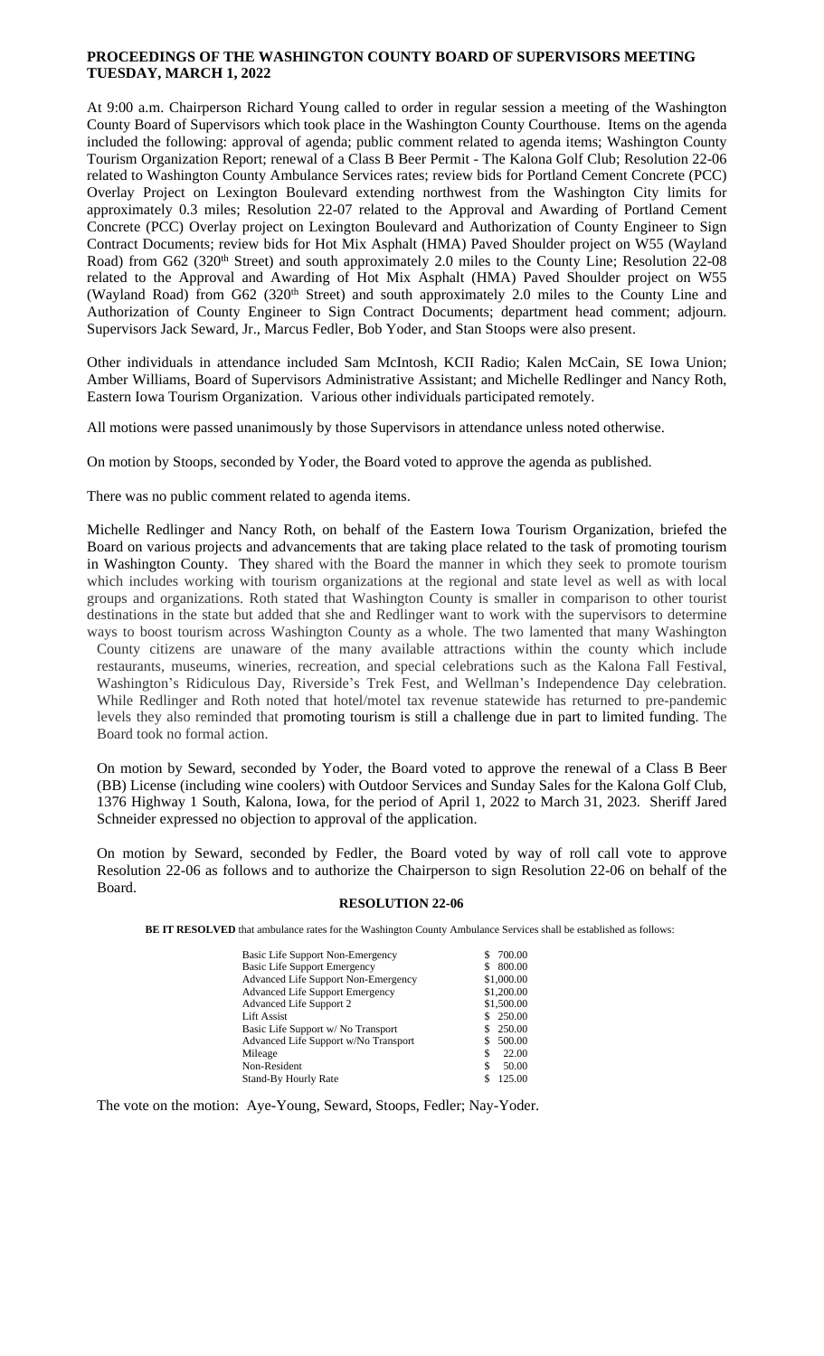# PROCEEDINGS OF THE WASHINGTON COUNTY BOARD OF SUPERVISORS MEETING TUESDAY, MARCH 1, 2022

At 9:00 a.m. Chairperson Richard Young called to order in regular session a meeting of the Washington County Board of Supervisors which took place in the Washington County Courthouse. Items on the agenda included the following: approval of agenda; public comment related to agenda items; Washington County Tourism Organization Report; renewal of a Class B Beer Permit - The Kalona Golf Club; Resolution 22-06 related to Washington County Ambulance Services rates; review bids for Portland Cement Concrete (PCC) Overlay Project on Lexington Boulevard extending northwest from the Washington City limits for approximately 0.3 miles; Resolution 22-07 related to the Approval and Awarding of Portland Cement Concrete (PCC) Overlay project on Lexington Boulevard and Authorization of County Engineer to Sign Contract Documents; review bids for Hot Mix Asphalt (HMA) Paved Shoulder project on W55 (Wayland Road) from G62 (320th Street) and south approximately 2.0 miles to the County Line; Resolution 22-08 related to the Approval and Awarding of Hot Mix Asphalt (HMA) Paved Shoulder project on W55 (Wayland Road) from G62 (320th Street) and south approximately 2.0 miles to the County Line and Authorization of County Engineer to Sign Contract Documents; department head comment; adjourn. Supervisors Jack Seward, Jr., Marcus Fedler, Bob Yoder, and Stan Stoops were also present.

Other individuals in attendance included Sam McIntosh, KCII Radio; Kalen McCain, SE Iowa Union; Amber Williams, Board of Supervisors Administrative Assistant; and Michelle Redlinger and Nancy Roth, Eastern Iowa Tourism Organization. Various other individuals participated remotely.

All motions were passed unanimously by those Supervisors in attendance unless noted otherwise.

On motion by Stoops, seconded by Yoder, the Board voted to approve the agenda as published.

There was no public comment related to agenda items.

Michelle Redlinger and Nancy Roth, on behalf of the Eastern Iowa Tourism Organization, briefed the Board on various projects and advancements that are taking place related to the task of promoting tourism in Washington County. They shared with the Board the manner in which they seek to promote tourism which includes working with tourism organizations at the regional and state level as well as with local groups and organizations. Roth stated that Washington County is smaller in comparison to other tourist destinations in the state but added that she and Redlinger want to work with the supervisors to determine ways to boost tourism across Washington County as a whole. The two lamented that many Washington County citizens are unaware of the many available attractions within the county which include restaurants, museums, wineries, recreation, and special celebrations such as the Kalona Fall Festival, Washington's Ridiculous Day, Riverside's Trek Fest, and Wellman's Independence Day celebration. While Redlinger and Roth noted that hotel/motel tax revenue statewide has returned to pre-pandemic levels they also reminded that promoting tourism is still a challenge due in part to limited funding. The Board took no formal action.

On motion by Seward, seconded by Yoder, the Board voted to approve the renewal of a Class B Beer (BB) License (including wine coolers) with Outdoor Services and Sunday Sales for the Kalona Golf Club, 1376 Highway 1 South, Kalona, Iowa, for the period of April 1, 2022 to March 31, 2023. Sheriff Jared Schneider expressed no objection to approval of the application.

On motion by Seward, seconded by Fedler, the Board voted by way of roll call vote to approve Resolution 22-06 as follows and to authorize the Chairperson to sign Resolution 22-06 on behalf of the Board.

## RESOLUTION 22-06

**BE IT RESOLVED** that ambulance rates for the Washington County Ambulance Services shall be established as follows:

| Service | Rate |
|---|---|
| Basic Life Support Non-Emergency | $ 700.00 |
| Basic Life Support Emergency | $ 800.00 |
| Advanced Life Support Non-Emergency | $1,000.00 |
| Advanced Life Support Emergency | $1,200.00 |
| Advanced Life Support 2 | $1,500.00 |
| Lift Assist | $ 250.00 |
| Basic Life Support w/ No Transport | $ 250.00 |
| Advanced Life Support w/No Transport | $ 500.00 |
| Mileage | $ 22.00 |
| Non-Resident | $ 50.00 |
| Stand-By Hourly Rate | $ 125.00 |

The vote on the motion: Aye-Young, Seward, Stoops, Fedler; Nay-Yoder.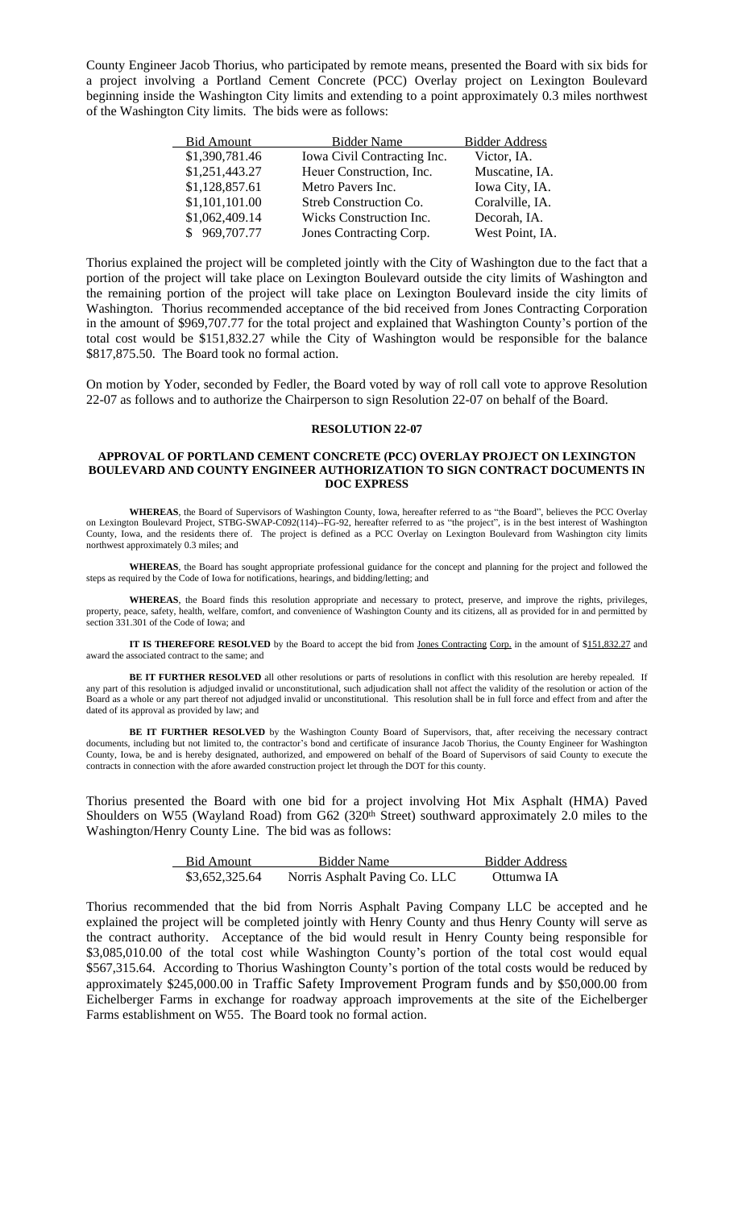County Engineer Jacob Thorius, who participated by remote means, presented the Board with six bids for a project involving a Portland Cement Concrete (PCC) Overlay project on Lexington Boulevard beginning inside the Washington City limits and extending to a point approximately 0.3 miles northwest of the Washington City limits. The bids were as follows:

| Bid Amount | Bidder Name | Bidder Address |
|---|---|---|
| $1,390,781.46 | Iowa Civil Contracting Inc. | Victor, IA. |
| $1,251,443.27 | Heuer Construction, Inc. | Muscatine, IA. |
| $1,128,857.61 | Metro Pavers Inc. | Iowa City, IA. |
| $1,101,101.00 | Streb Construction Co. | Coralville, IA. |
| $1,062,409.14 | Wicks Construction Inc. | Decorah, IA. |
| $ 969,707.77 | Jones Contracting Corp. | West Point, IA. |

Thorius explained the project will be completed jointly with the City of Washington due to the fact that a portion of the project will take place on Lexington Boulevard outside the city limits of Washington and the remaining portion of the project will take place on Lexington Boulevard inside the city limits of Washington. Thorius recommended acceptance of the bid received from Jones Contracting Corporation in the amount of $969,707.77 for the total project and explained that Washington County's portion of the total cost would be $151,832.27 while the City of Washington would be responsible for the balance $817,875.50. The Board took no formal action.

On motion by Yoder, seconded by Fedler, the Board voted by way of roll call vote to approve Resolution 22-07 as follows and to authorize the Chairperson to sign Resolution 22-07 on behalf of the Board.

**RESOLUTION 22-07**

**APPROVAL OF PORTLAND CEMENT CONCRETE (PCC) OVERLAY PROJECT ON LEXINGTON BOULEVARD AND COUNTY ENGINEER AUTHORIZATION TO SIGN CONTRACT DOCUMENTS IN DOC EXPRESS**

**WHEREAS**, the Board of Supervisors of Washington County, Iowa, hereafter referred to as "the Board", believes the PCC Overlay on Lexington Boulevard Project, STBG-SWAP-C092(114)--FG-92, hereafter referred to as "the project", is in the best interest of Washington County, Iowa, and the residents there of. The project is defined as a PCC Overlay on Lexington Boulevard from Washington city limits northwest approximately 0.3 miles; and

**WHEREAS**, the Board has sought appropriate professional guidance for the concept and planning for the project and followed the steps as required by the Code of Iowa for notifications, hearings, and bidding/letting; and

**WHEREAS**, the Board finds this resolution appropriate and necessary to protect, preserve, and improve the rights, privileges, property, peace, safety, health, welfare, comfort, and convenience of Washington County and its citizens, all as provided for in and permitted by section 331.301 of the Code of Iowa; and

**IT IS THEREFORE RESOLVED** by the Board to accept the bid from Jones Contracting Corp. in the amount of $151,832.27 and award the associated contract to the same; and

**BE IT FURTHER RESOLVED** all other resolutions or parts of resolutions in conflict with this resolution are hereby repealed. If any part of this resolution is adjudged invalid or unconstitutional, such adjudication shall not affect the validity of the resolution or action of the Board as a whole or any part thereof not adjudged invalid or unconstitutional. This resolution shall be in full force and effect from and after the dated of its approval as provided by law; and

**BE IT FURTHER RESOLVED** by the Washington County Board of Supervisors, that, after receiving the necessary contract documents, including but not limited to, the contractor's bond and certificate of insurance Jacob Thorius, the County Engineer for Washington County, Iowa, be and is hereby designated, authorized, and empowered on behalf of the Board of Supervisors of said County to execute the contracts in connection with the afore awarded construction project let through the DOT for this county.

Thorius presented the Board with one bid for a project involving Hot Mix Asphalt (HMA) Paved Shoulders on W55 (Wayland Road) from G62 (320th Street) southward approximately 2.0 miles to the Washington/Henry County Line. The bid was as follows:

| Bid Amount | Bidder Name | Bidder Address |
|---|---|---|
| $3,652,325.64 | Norris Asphalt Paving Co. LLC | Ottumwa IA |

Thorius recommended that the bid from Norris Asphalt Paving Company LLC be accepted and he explained the project will be completed jointly with Henry County and thus Henry County will serve as the contract authority. Acceptance of the bid would result in Henry County being responsible for $3,085,010.00 of the total cost while Washington County's portion of the total cost would equal $567,315.64. According to Thorius Washington County's portion of the total costs would be reduced by approximately $245,000.00 in Traffic Safety Improvement Program funds and by $50,000.00 from Eichelberger Farms in exchange for roadway approach improvements at the site of the Eichelberger Farms establishment on W55. The Board took no formal action.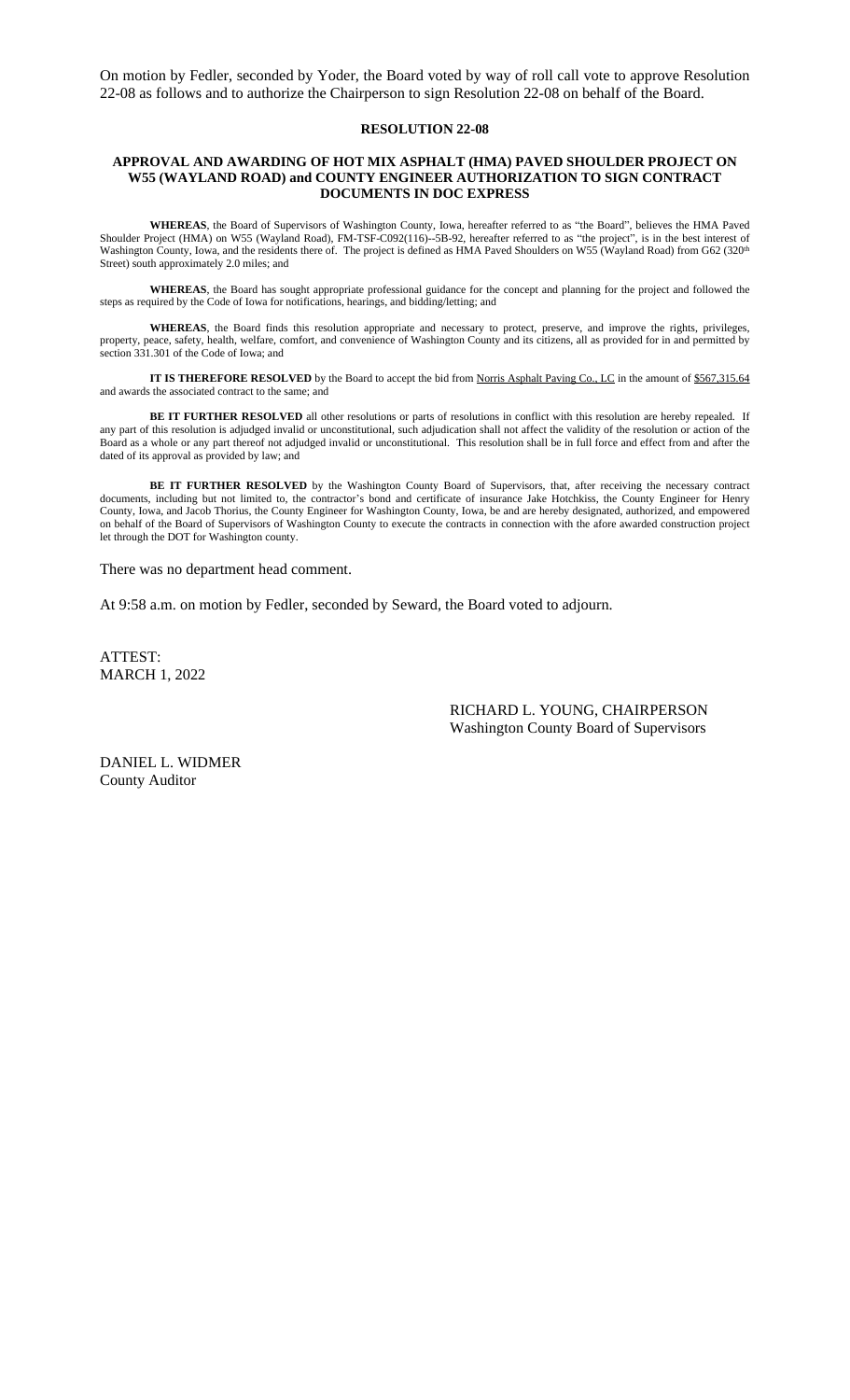On motion by Fedler, seconded by Yoder, the Board voted by way of roll call vote to approve Resolution 22-08 as follows and to authorize the Chairperson to sign Resolution 22-08 on behalf of the Board.

**RESOLUTION 22-08**

**APPROVAL AND AWARDING OF HOT MIX ASPHALT (HMA) PAVED SHOULDER PROJECT ON W55 (WAYLAND ROAD) and COUNTY ENGINEER AUTHORIZATION TO SIGN CONTRACT DOCUMENTS IN DOC EXPRESS**

**WHEREAS**, the Board of Supervisors of Washington County, Iowa, hereafter referred to as "the Board", believes the HMA Paved Shoulder Project (HMA) on W55 (Wayland Road), FM-TSF-C092(116)--5B-92, hereafter referred to as "the project", is in the best interest of Washington County, Iowa, and the residents there of. The project is defined as HMA Paved Shoulders on W55 (Wayland Road) from G62 (320th Street) south approximately 2.0 miles; and

**WHEREAS**, the Board has sought appropriate professional guidance for the concept and planning for the project and followed the steps as required by the Code of Iowa for notifications, hearings, and bidding/letting; and

**WHEREAS**, the Board finds this resolution appropriate and necessary to protect, preserve, and improve the rights, privileges, property, peace, safety, health, welfare, comfort, and convenience of Washington County and its citizens, all as provided for in and permitted by section 331.301 of the Code of Iowa; and

**IT IS THEREFORE RESOLVED** by the Board to accept the bid from Norris Asphalt Paving Co., LC in the amount of $567,315.64 and awards the associated contract to the same; and

**BE IT FURTHER RESOLVED** all other resolutions or parts of resolutions in conflict with this resolution are hereby repealed. If any part of this resolution is adjudged invalid or unconstitutional, such adjudication shall not affect the validity of the resolution or action of the Board as a whole or any part thereof not adjudged invalid or unconstitutional. This resolution shall be in full force and effect from and after the dated of its approval as provided by law; and

**BE IT FURTHER RESOLVED** by the Washington County Board of Supervisors, that, after receiving the necessary contract documents, including but not limited to, the contractor's bond and certificate of insurance Jake Hotchkiss, the County Engineer for Henry County, Iowa, and Jacob Thorius, the County Engineer for Washington County, Iowa, be and are hereby designated, authorized, and empowered on behalf of the Board of Supervisors of Washington County to execute the contracts in connection with the afore awarded construction project let through the DOT for Washington county.

There was no department head comment.

At 9:58 a.m. on motion by Fedler, seconded by Seward, the Board voted to adjourn.

ATTEST:
MARCH 1, 2022

RICHARD L. YOUNG, CHAIRPERSON
Washington County Board of Supervisors

DANIEL L. WIDMER
County Auditor